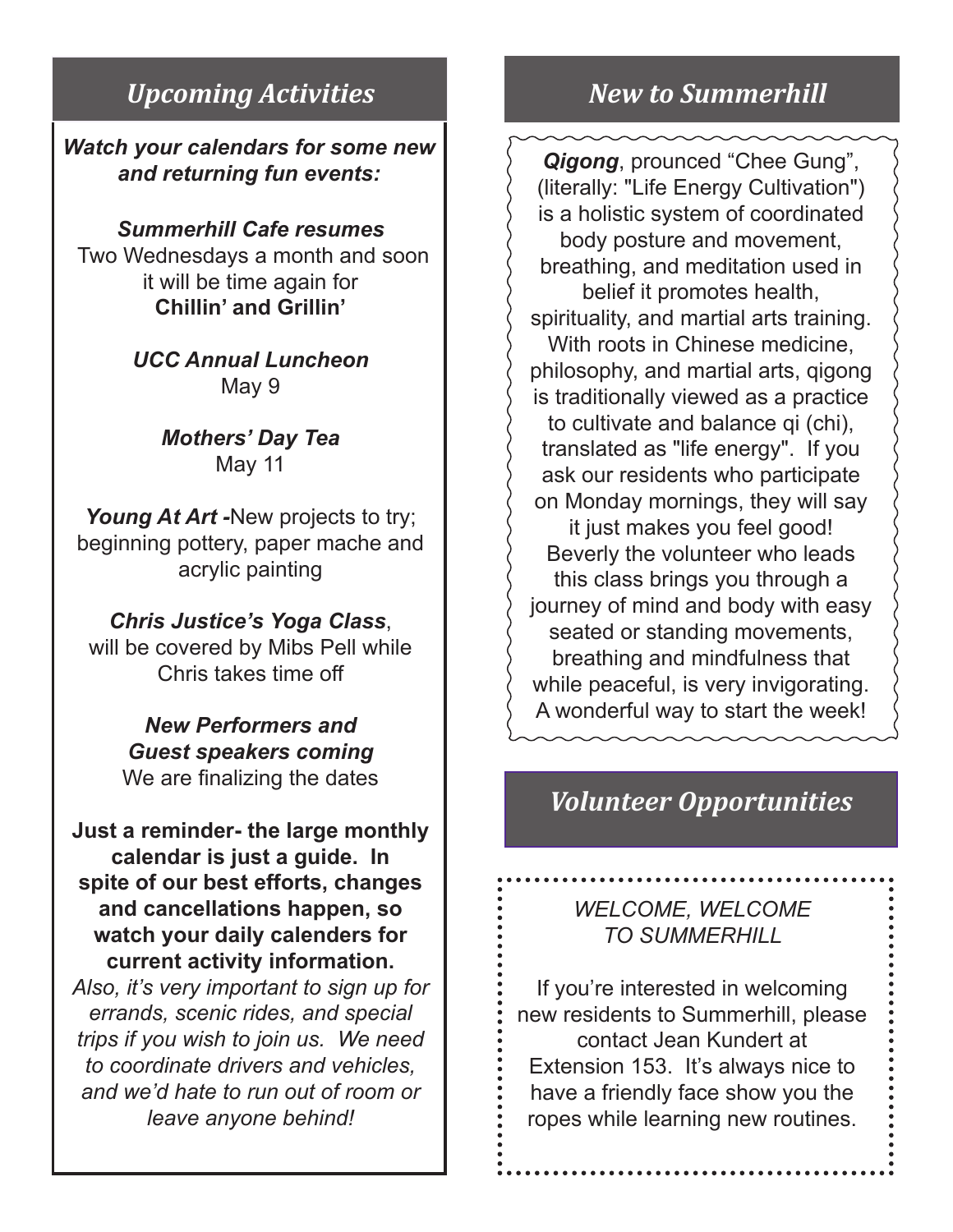## Upcoming Activities

***Watch your calendars for some new and returning fun events:***

***Summerhill Cafe resumes***
Two Wednesdays a month and soon it will be time again for
**Chillin' and Grillin'**

***UCC Annual Luncheon***
May 9

***Mothers' Day Tea***
May 11

***Young At Art*** **-**New projects to try; beginning pottery, paper mache and acrylic painting

***Chris Justice's Yoga Class***, will be covered by Mibs Pell while Chris takes time off

***New Performers and Guest speakers coming***
We are finalizing the dates

**Just a reminder- the large monthly calendar is just a guide. In spite of our best efforts, changes and cancellations happen, so watch your daily calenders for current activity information.**
*Also, it's very important to sign up for errands, scenic rides, and special trips if you wish to join us. We need to coordinate drivers and vehicles, and we'd hate to run out of room or leave anyone behind!*

## New to Summerhill

***Qigong***, prounced "Chee Gung", (literally: "Life Energy Cultivation") is a holistic system of coordinated body posture and movement, breathing, and meditation used in belief it promotes health, spirituality, and martial arts training. With roots in Chinese medicine, philosophy, and martial arts, qigong is traditionally viewed as a practice to cultivate and balance qi (chi), translated as "life energy". If you ask our residents who participate on Monday mornings, they will say it just makes you feel good! Beverly the volunteer who leads this class brings you through a journey of mind and body with easy seated or standing movements, breathing and mindfulness that while peaceful, is very invigorating. A wonderful way to start the week!

## Volunteer Opportunities

*WELCOME, WELCOME TO SUMMERHILL*

If you're interested in welcoming new residents to Summerhill, please contact Jean Kundert at Extension 153. It's always nice to have a friendly face show you the ropes while learning new routines.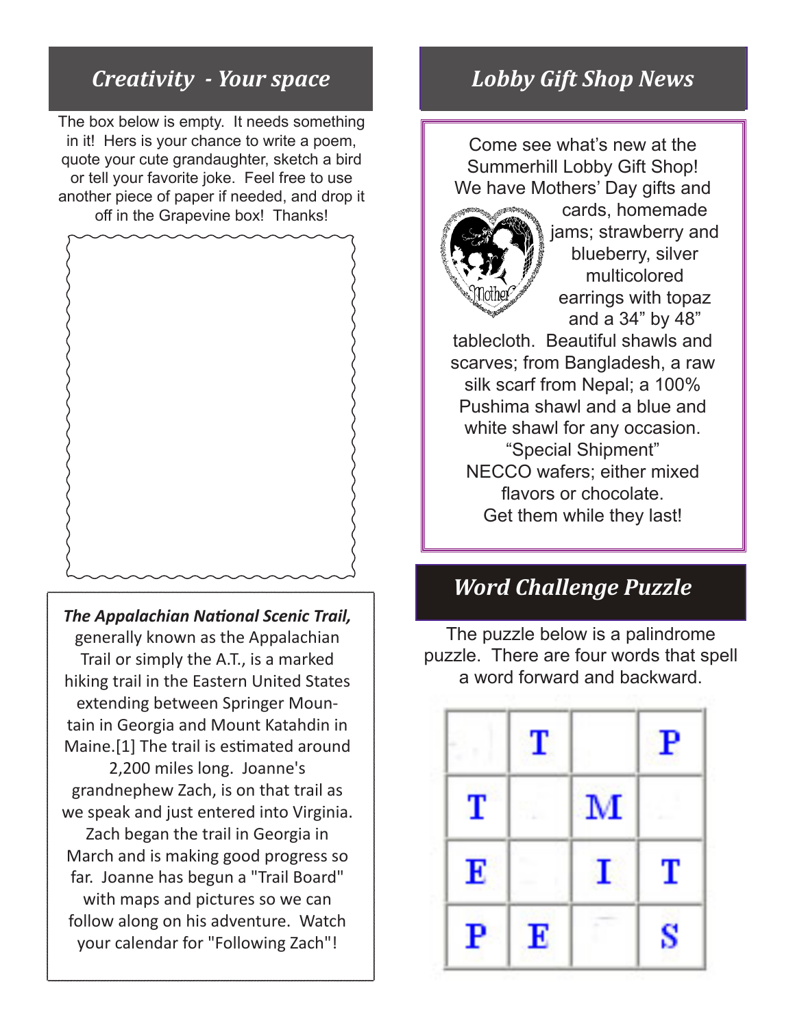## *Creativity - Your space*

The box below is empty. It needs something in it! Hers is your chance to write a poem, quote your cute grandaughter, sketch a bird or tell your favorite joke. Feel free to use another piece of paper if needed, and drop it off in the Grapevine box! Thanks!

***The Appalachian National Scenic Trail,*** generally known as the Appalachian Trail or simply the A.T., is a marked hiking trail in the Eastern United States extending between Springer Mountain in Georgia and Mount Katahdin in Maine.[1] The trail is estimated around 2,200 miles long. Joanne's grandnephew Zach, is on that trail as we speak and just entered into Virginia. Zach began the trail in Georgia in March and is making good progress so far. Joanne has begun a "Trail Board" with maps and pictures so we can follow along on his adventure. Watch your calendar for "Following Zach"!

## *Lobby Gift Shop News*

Come see what's new at the Summerhill Lobby Gift Shop! We have Mothers' Day gifts and cards, homemade jams; strawberry and blueberry, silver multicolored earrings with topaz and a 34" by 48" tablecloth. Beautiful shawls and scarves; from Bangladesh, a raw silk scarf from Nepal; a 100% Pushima shawl and a blue and white shawl for any occasion. "Special Shipment" NECCO wafers; either mixed flavors or chocolate. Get them while they last!

## *Word Challenge Puzzle*

The puzzle below is a palindrome puzzle. There are four words that spell a word forward and backward.

| | | | |
|---|---|---|---|
| | T | | P |
| T | | M | |
| E | | I | T |
| P | E | | S |